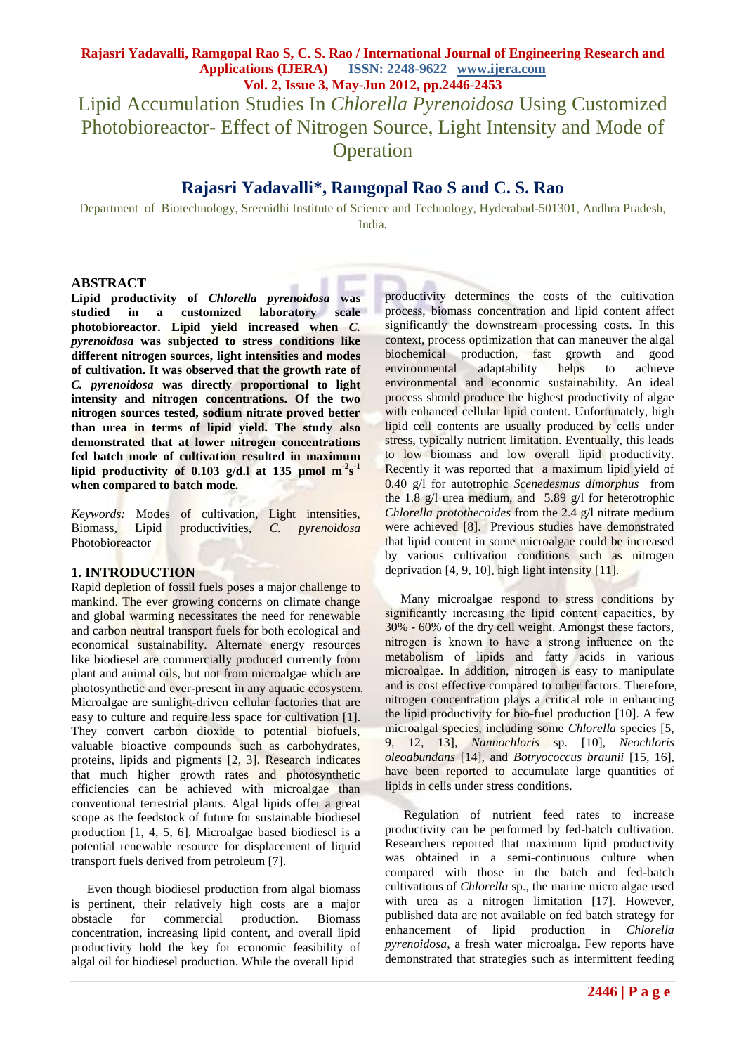# Lipid Accumulation Studies In *Chlorella Pyrenoidosa* Using Customized Photobioreactor- Effect of Nitrogen Source, Light Intensity and Mode of Operation

## Rajasri Yadavalli*, Ramgopal Rao S and C. S. Rao

Department of Biotechnology, Sreenidhi Institute of Science and Technology, Hyderabad-501301, Andhra Pradesh, India.

## ABSTRACT

**Lipid productivity of *Chlorella pyrenoidosa* was studied in a customized laboratory scale photobioreactor. Lipid yield increased when *C. pyrenoidosa* was subjected to stress conditions like different nitrogen sources, light intensities and modes of cultivation. It was observed that the growth rate of *C. pyrenoidosa* was directly proportional to light intensity and nitrogen concentrations. Of the two nitrogen sources tested, sodium nitrate proved better than urea in terms of lipid yield. The study also demonstrated that at lower nitrogen concentrations fed batch mode of cultivation resulted in maximum lipid productivity of 0.103 g/d.l at 135 µmol $m^{-2}s^{-1}$ when compared to batch mode.**

*Keywords:* Modes of cultivation, Light intensities, Biomass, Lipid productivities, *C. pyrenoidosa* Photobioreactor

## 1. INTRODUCTION

Rapid depletion of fossil fuels poses a major challenge to mankind. The ever growing concerns on climate change and global warming necessitates the need for renewable and carbon neutral transport fuels for both ecological and economical sustainability. Alternate energy resources like biodiesel are commercially produced currently from plant and animal oils, but not from microalgae which are photosynthetic and ever-present in any aquatic ecosystem. Microalgae are sunlight-driven cellular factories that are easy to culture and require less space for cultivation [1]. They convert carbon dioxide to potential biofuels, valuable bioactive compounds such as carbohydrates, proteins, lipids and pigments [2, 3]. Research indicates that much higher growth rates and photosynthetic efficiencies can be achieved with microalgae than conventional terrestrial plants. Algal lipids offer a great scope as the feedstock of future for sustainable biodiesel production [1, 4, 5, 6]. Microalgae based biodiesel is a potential renewable resource for displacement of liquid transport fuels derived from petroleum [7].

Even though biodiesel production from algal biomass is pertinent, their relatively high costs are a major obstacle for commercial production. Biomass concentration, increasing lipid content, and overall lipid productivity hold the key for economic feasibility of algal oil for biodiesel production. While the overall lipid productivity determines the costs of the cultivation process, biomass concentration and lipid content affect significantly the downstream processing costs. In this context, process optimization that can maneuver the algal biochemical production, fast growth and good environmental adaptability helps to achieve environmental and economic sustainability. An ideal process should produce the highest productivity of algae with enhanced cellular lipid content. Unfortunately, high lipid cell contents are usually produced by cells under stress, typically nutrient limitation. Eventually, this leads to low biomass and low overall lipid productivity. Recently it was reported that a maximum lipid yield of 0.40 g/l for autotrophic *Scenedesmus dimorphus* from the 1.8 g/l urea medium, and 5.89 g/l for heterotrophic *Chlorella protothecoides* from the 2.4 g/l nitrate medium were achieved [8]. Previous studies have demonstrated that lipid content in some microalgae could be increased by various cultivation conditions such as nitrogen deprivation [4, 9, 10], high light intensity [11].

Many microalgae respond to stress conditions by significantly increasing the lipid content capacities, by 30% - 60% of the dry cell weight. Amongst these factors, nitrogen is known to have a strong influence on the metabolism of lipids and fatty acids in various microalgae. In addition, nitrogen is easy to manipulate and is cost effective compared to other factors. Therefore, nitrogen concentration plays a critical role in enhancing the lipid productivity for bio-fuel production [10]. A few microalgal species, including some *Chlorella* species [5, 9, 12, 13], *Nannochloris* sp. [10], *Neochloris oleoabundans* [14], and *Botryococcus braunii* [15, 16], have been reported to accumulate large quantities of lipids in cells under stress conditions.

Regulation of nutrient feed rates to increase productivity can be performed by fed-batch cultivation. Researchers reported that maximum lipid productivity was obtained in a semi-continuous culture when compared with those in the batch and fed-batch cultivations of *Chlorella* sp., the marine micro algae used with urea as a nitrogen limitation [17]. However, published data are not available on fed batch strategy for enhancement of lipid production in *Chlorella pyrenoidosa*, a fresh water microalgae. Few reports have demonstrated that strategies such as intermittent feeding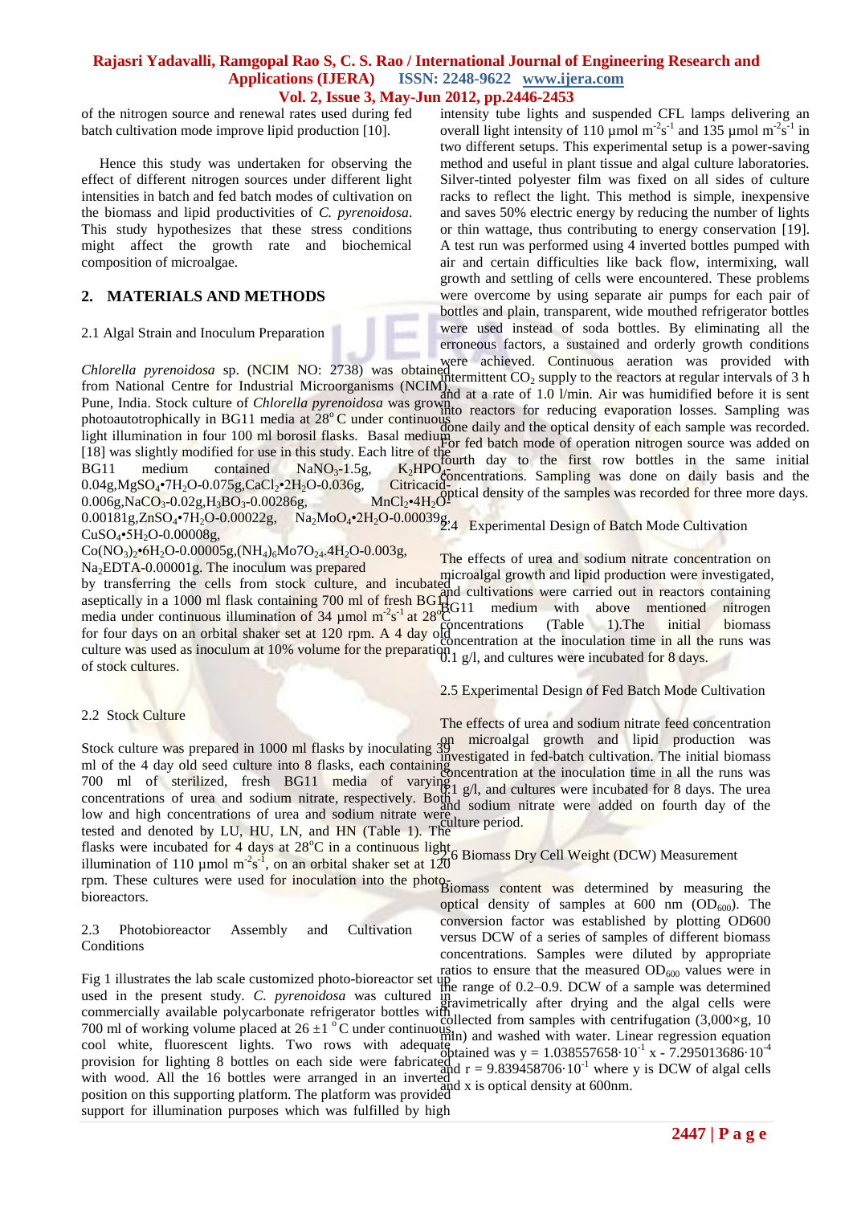of the nitrogen source and renewal rates used during fed batch cultivation mode improve lipid production [10].

Hence this study was undertaken for observing the effect of different nitrogen sources under different light intensities in batch and fed batch modes of cultivation on the biomass and lipid productivities of *C. pyrenoidosa*. This study hypothesizes that these stress conditions might affect the growth rate and biochemical composition of microalgae.

## 2. MATERIALS AND METHODS

### 2.1 Algal Strain and Inoculum Preparation

*Chlorella pyrenoidosa* sp. (NCIM NO: 2738) was obtained from National Centre for Industrial Microorganisms (NCIM), Pune, India. Stock culture of *Chlorella pyrenoidosa* was grown photoautotrophically in BG11 media at 28° C under continuous light illumination in four 100 ml borosil flasks. Basal medium [18] was slightly modified for use in this study. Each litre of the BG11 medium contained $NaNO_3$-1.5g, $K_2HPO_4$-0.04g, $MgSO_4 \cdot 7H_2O$-0.075g, $CaCl_2 \cdot 2H_2O$-0.036g, Citricacid-0.006g, $NaCO_3$-0.02g, $H_3BO_3$-0.00286g, $MnCl_2 \cdot 4H_2O$-0.00181g, $ZnSO_4 \cdot 7H_2O$-0.00022g, $Na_2MoO_4 \cdot 2H_2O$-0.00039g, $CuSO_4 \cdot 5H_2O$-0.00008g, $Co(NO_3)_2 \cdot 6H_2O$-0.00005g, $(NH_4)_6Mo7O_{24}.4H_2O$-0.003g, $Na_2EDTA$-0.00001g. The inoculum was prepared by transferring the cells from stock culture, and incubated aseptically in a 1000 ml flask containing 700 ml of fresh BG11 media under continuous illumination of 34 µmol $m^{-2}s^{-1}$ at 28°C for four days on an orbital shaker set at 120 rpm. A 4 day old culture was used as inoculum at 10% volume for the preparation of stock cultures.

### 2.2 Stock Culture

Stock culture was prepared in 1000 ml flasks by inoculating 39 ml of the 4 day old seed culture into 8 flasks, each containing 700 ml of sterilized, fresh BG11 media of varying concentrations of urea and sodium nitrate, respectively. Both low and high concentrations of urea and sodium nitrate were tested and denoted by LU, HU, LN, and HN (Table 1). The flasks were incubated for 4 days at 28°C in a continuous light illumination of 110 µmol $m^{-2}s^{-1}$, on an orbital shaker set at 120 rpm. These cultures were used for inoculation into the photo-bioreactors.

### 2.3 Photobioreactor Assembly and Cultivation Conditions

Fig 1 illustrates the lab scale customized photo-bioreactor set up used in the present study. *C. pyrenoidosa* was cultured in commercially available polycarbonate refrigerator bottles with 700 ml of working volume placed at 26 ±1 °C under continuous cool white, fluorescent lights. Two rows with adequate provision for lighting 8 bottles on each side were fabricated with wood. All the 16 bottles were arranged in an inverted position on this supporting platform. The platform was provided support for illumination purposes which was fulfilled by high intensity tube lights and suspended CFL lamps delivering an overall light intensity of 110 µmol $m^{-2}s^{-1}$ and 135 µmol $m^{-2}s^{-1}$ in two different setups. This experimental setup is a power-saving method and useful in plant tissue and algal culture laboratories. Silver-tinted polyester film was fixed on all sides of culture racks to reflect the light. This method is simple, inexpensive and saves 50% electric energy by reducing the number of lights or thin wattage, thus contributing to energy conservation [19]. A test run was performed using 4 inverted bottles pumped with air and certain difficulties like back flow, intermixing, wall growth and settling of cells were encountered. These problems were overcome by using separate air pumps for each pair of bottles and plain, transparent, wide mouthed refrigerator bottles were used instead of soda bottles. By eliminating all the erroneous factors, a sustained and orderly growth conditions were achieved. Continuous aeration was provided with intermittent $CO_2$ supply to the reactors at regular intervals of 3 h and at a rate of 1.0 l/min. Air was humidified before it is sent into reactors for reducing evaporation losses. Sampling was done daily and the optical density of each sample was recorded. For fed batch mode of operation nitrogen source was added on fourth day to the first row bottles in the same initial concentrations. Sampling was done on daily basis and the optical density of the samples was recorded for three more days.

### 2.4 Experimental Design of Batch Mode Cultivation

The effects of urea and sodium nitrate concentration on microalgal growth and lipid production were investigated, and cultivations were carried out in reactors containing BG11 medium with above mentioned nitrogen concentrations (Table 1).The initial biomass concentration at the inoculation time in all the runs was 0.1 g/l, and cultures were incubated for 8 days.

### 2.5 Experimental Design of Fed Batch Mode Cultivation

The effects of urea and sodium nitrate feed concentration on microalgal growth and lipid production was investigated in fed-batch cultivation. The initial biomass concentration at the inoculation time in all the runs was 0.1 g/l, and cultures were incubated for 8 days. The urea and sodium nitrate were added on fourth day of the culture period.

### 2.6 Biomass Dry Cell Weight (DCW) Measurement

Biomass content was determined by measuring the optical density of samples at 600 nm ($OD_{600}$). The conversion factor was established by plotting OD600 versus DCW of a series of samples of different biomass concentrations. Samples were diluted by appropriate ratios to ensure that the measured $OD_{600}$ values were in the range of 0.2–0.9. DCW of a sample was determined gravimetrically after drying and the algal cells were collected from samples with centrifugation (3,000×g, 10 min) and washed with water. Linear regression equation obtained was $y = 1.038557658 \cdot 10^{-1}\ x - 7.295013686 \cdot 10^{-4}$ and $r = 9.839458706 \cdot 10^{-1}$ where y is DCW of algal cells and x is optical density at 600nm.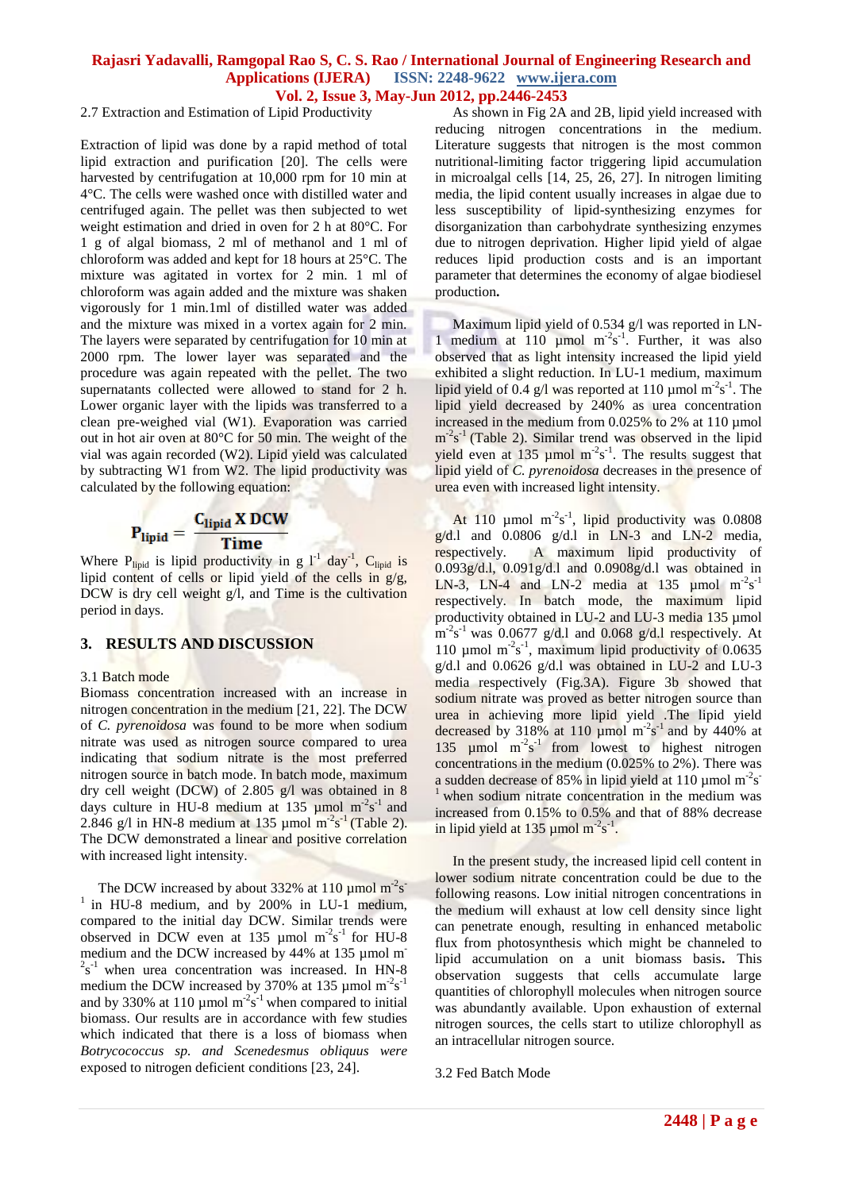2.7 Extraction and Estimation of Lipid Productivity

Extraction of lipid was done by a rapid method of total lipid extraction and purification [20]. The cells were harvested by centrifugation at 10,000 rpm for 10 min at 4°C. The cells were washed once with distilled water and centrifuged again. The pellet was then subjected to wet weight estimation and dried in oven for 2 h at 80°C. For 1 g of algal biomass, 2 ml of methanol and 1 ml of chloroform was added and kept for 18 hours at 25°C. The mixture was agitated in vortex for 2 min. 1 ml of chloroform was again added and the mixture was shaken vigorously for 1 min.1ml of distilled water was added and the mixture was mixed in a vortex again for 2 min. The layers were separated by centrifugation for 10 min at 2000 rpm. The lower layer was separated and the procedure was again repeated with the pellet. The two supernatants collected were allowed to stand for 2 h. Lower organic layer with the lipids was transferred to a clean pre-weighed vial (W1). Evaporation was carried out in hot air oven at 80°C for 50 min. The weight of the vial was again recorded (W2). Lipid yield was calculated by subtracting W1 from W2. The lipid productivity was calculated by the following equation:

$$P_{lipid} = \frac{C_{lipid} \text{ X DCW}}{\text{Time}}$$

Where $P_{lipid}$ is lipid productivity in g $l^{-1}$ $day^{-1}$, $C_{lipid}$ is lipid content of cells or lipid yield of the cells in g/g, DCW is dry cell weight g/l, and Time is the cultivation period in days.

## 3. RESULTS AND DISCUSSION

### 3.1 Batch mode

Biomass concentration increased with an increase in nitrogen concentration in the medium [21, 22]. The DCW of *C. pyrenoidosa* was found to be more when sodium nitrate was used as nitrogen source compared to urea indicating that sodium nitrate is the most preferred nitrogen source in batch mode. In batch mode, maximum dry cell weight (DCW) of 2.805 g/l was obtained in 8 days culture in HU-8 medium at 135 µmol $m^{-2}s^{-1}$ and 2.846 g/l in HN-8 medium at 135 µmol $m^{-2}s^{-1}$ (Table 2). The DCW demonstrated a linear and positive correlation with increased light intensity.

The DCW increased by about 332% at 110 µmol $m^{-2}s^{-1}$ in HU-8 medium, and by 200% in LU-1 medium, compared to the initial day DCW. Similar trends were observed in DCW even at 135 µmol $m^{-2}s^{-1}$ for HU-8 medium and the DCW increased by 44% at 135 µmol $m^{-2}s^{-1}$ when urea concentration was increased. In HN-8 medium the DCW increased by 370% at 135 µmol $m^{-2}s^{-1}$ and by 330% at 110 µmol $m^{-2}s^{-1}$ when compared to initial biomass. Our results are in accordance with few studies which indicated that there is a loss of biomass when *Botrycococcus sp. and Scenedesmus obliquus were* exposed to nitrogen deficient conditions [23, 24].

As shown in Fig 2A and 2B, lipid yield increased with reducing nitrogen concentrations in the medium. Literature suggests that nitrogen is the most common nutritional-limiting factor triggering lipid accumulation in microalgal cells [14, 25, 26, 27]. In nitrogen limiting media, the lipid content usually increases in algae due to less susceptibility of lipid-synthesizing enzymes for disorganization than carbohydrate synthesizing enzymes due to nitrogen deprivation. Higher lipid yield of algae reduces lipid production costs and is an important parameter that determines the economy of algae biodiesel production**.**

Maximum lipid yield of 0.534 g/l was reported in LN-1 medium at 110 µmol $m^{-2}s^{-1}$. Further, it was also observed that as light intensity increased the lipid yield exhibited a slight reduction. In LU-1 medium, maximum lipid yield of 0.4 g/l was reported at 110 µmol $m^{-2}s^{-1}$. The lipid yield decreased by 240% as urea concentration increased in the medium from 0.025% to 2% at 110 µmol $m^{-2}s^{-1}$ (Table 2). Similar trend was observed in the lipid yield even at 135 µmol $m^{-2}s^{-1}$. The results suggest that lipid yield of *C. pyrenoidosa* decreases in the presence of urea even with increased light intensity.

At 110 µmol $m^{-2}s^{-1}$, lipid productivity was 0.0808 g/d.l and 0.0806 g/d.l in LN-3 and LN-2 media, respectively. A maximum lipid productivity of 0.093g/d.l, 0.091g/d.l and 0.0908g/d.l was obtained in LN-3, LN-4 and LN-2 media at 135 µmol $m^{-2}s^{-1}$ respectively. In batch mode, the maximum lipid productivity obtained in LU-2 and LU-3 media 135 µmol $m^{-2}s^{-1}$ was 0.0677 g/d.l and 0.068 g/d.l respectively. At 110 µmol $m^{-2}s^{-1}$, maximum lipid productivity of 0.0635 g/d.l and 0.0626 g/d.l was obtained in LU-2 and LU-3 media respectively (Fig.3A). Figure 3b showed that sodium nitrate was proved as better nitrogen source than urea in achieving more lipid yield .The lipid yield decreased by 318% at 110 µmol $m^{-2}s^{-1}$ and by 440% at 135 µmol $m^{-2}s^{-1}$ from lowest to highest nitrogen concentrations in the medium (0.025% to 2%). There was a sudden decrease of 85% in lipid yield at 110 µmol $m^{-2}s^{-1}$ when sodium nitrate concentration in the medium was increased from 0.15% to 0.5% and that of 88% decrease in lipid yield at 135 µmol $m^{-2}s^{-1}$.

In the present study, the increased lipid cell content in lower sodium nitrate concentration could be due to the following reasons. Low initial nitrogen concentrations in the medium will exhaust at low cell density since light can penetrate enough, resulting in enhanced metabolic flux from photosynthesis which might be channeled to lipid accumulation on a unit biomass basis**.** This observation suggests that cells accumulate large quantities of chlorophyll molecules when nitrogen source was abundantly available. Upon exhaustion of external nitrogen sources, the cells start to utilize chlorophyll as an intracellular nitrogen source.

### 3.2 Fed Batch Mode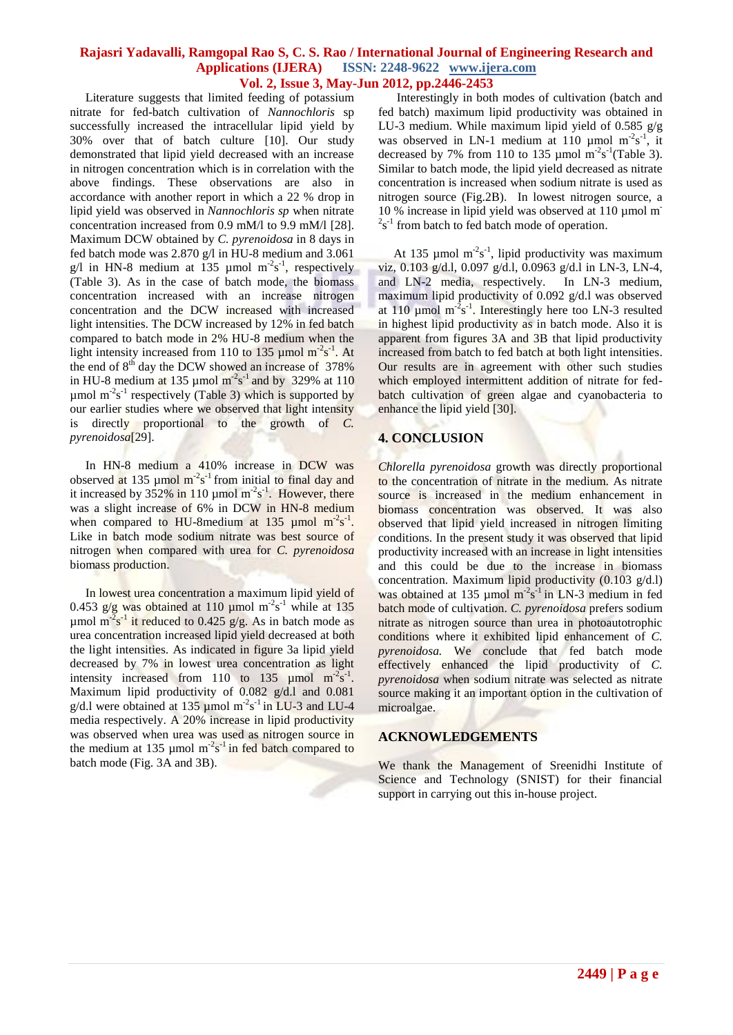Literature suggests that limited feeding of potassium nitrate for fed-batch cultivation of *Nannochloris* sp successfully increased the intracellular lipid yield by 30% over that of batch culture [10]. Our study demonstrated that lipid yield decreased with an increase in nitrogen concentration which is in correlation with the above findings. These observations are also in accordance with another report in which a 22 % drop in lipid yield was observed in *Nannochloris sp* when nitrate concentration increased from 0.9 mM/l to 9.9 mM/l [28]. Maximum DCW obtained by *C. pyrenoidosa* in 8 days in fed batch mode was 2.870 g/l in HU-8 medium and 3.061 g/l in HN-8 medium at 135 µmol $m^{-2}s^{-1}$, respectively (Table 3). As in the case of batch mode, the biomass concentration increased with an increase nitrogen concentration and the DCW increased with increased light intensities. The DCW increased by 12% in fed batch compared to batch mode in 2% HU-8 medium when the light intensity increased from 110 to 135 µmol $m^{-2}s^{-1}$. At the end of $8^{th}$ day the DCW showed an increase of 378% in HU-8 medium at 135 µmol $m^{-2}s^{-1}$ and by 329% at 110 µmol $m^{-2}s^{-1}$ respectively (Table 3) which is supported by our earlier studies where we observed that light intensity is directly proportional to the growth of *C. pyrenoidosa*[29].

In HN-8 medium a 410% increase in DCW was observed at 135 µmol $m^{-2}s^{-1}$ from initial to final day and it increased by 352% in 110 µmol $m^{-2}s^{-1}$. However, there was a slight increase of 6% in DCW in HN-8 medium when compared to HU-8medium at 135 µmol $m^{-2}s^{-1}$. Like in batch mode sodium nitrate was best source of nitrogen when compared with urea for *C. pyrenoidosa* biomass production.

In lowest urea concentration a maximum lipid yield of 0.453 g/g was obtained at 110 µmol $m^{-2}s^{-1}$ while at 135 µmol $m^{-2}s^{-1}$ it reduced to 0.425 g/g. As in batch mode as urea concentration increased lipid yield decreased at both the light intensities. As indicated in figure 3a lipid yield decreased by 7% in lowest urea concentration as light intensity increased from 110 to 135 µmol $m^{-2}s^{-1}$. Maximum lipid productivity of 0.082 g/d.l and 0.081 g/d.l were obtained at 135 µmol $m^{-2}s^{-1}$ in LU-3 and LU-4 media respectively. A 20% increase in lipid productivity was observed when urea was used as nitrogen source in the medium at 135 µmol $m^{-2}s^{-1}$ in fed batch compared to batch mode (Fig. 3A and 3B).

Interestingly in both modes of cultivation (batch and fed batch) maximum lipid productivity was obtained in LU-3 medium. While maximum lipid yield of 0.585 g/g was observed in LN-1 medium at 110 µmol $m^{-2}s^{-1}$, it decreased by 7% from 110 to 135 µmol $m^{-2}s^{-1}$(Table 3). Similar to batch mode, the lipid yield decreased as nitrate concentration is increased when sodium nitrate is used as nitrogen source (Fig.2B). In lowest nitrogen source, a 10 % increase in lipid yield was observed at 110 µmol $m^{-2}s^{-1}$ from batch to fed batch mode of operation.

At 135 µmol $m^{-2}s^{-1}$, lipid productivity was maximum viz, 0.103 g/d.l, 0.097 g/d.l, 0.0963 g/d.l in LN-3, LN-4, and LN-2 media, respectively. In LN-3 medium, maximum lipid productivity of 0.092 g/d.l was observed at 110 µmol $m^{-2}s^{-1}$. Interestingly here too LN-3 resulted in highest lipid productivity as in batch mode. Also it is apparent from figures 3A and 3B that lipid productivity increased from batch to fed batch at both light intensities. Our results are in agreement with other such studies which employed intermittent addition of nitrate for fed-batch cultivation of green algae and cyanobacteria to enhance the lipid yield [30].

## 4. CONCLUSION

*Chlorella pyrenoidosa* growth was directly proportional to the concentration of nitrate in the medium. As nitrate source is increased in the medium enhancement in biomass concentration was observed. It was also observed that lipid yield increased in nitrogen limiting conditions. In the present study it was observed that lipid productivity increased with an increase in light intensities and this could be due to the increase in biomass concentration. Maximum lipid productivity (0.103 g/d.l) was obtained at 135 µmol $m^{-2}s^{-1}$ in LN-3 medium in fed batch mode of cultivation. *C. pyrenoidosa* prefers sodium nitrate as nitrogen source than urea in photoautotrophic conditions where it exhibited lipid enhancement of *C. pyrenoidosa.* We conclude that fed batch mode effectively enhanced the lipid productivity of *C. pyrenoidosa* when sodium nitrate was selected as nitrate source making it an important option in the cultivation of microalgae.

## ACKNOWLEDGEMENTS

We thank the Management of Sreenidhi Institute of Science and Technology (SNIST) for their financial support in carrying out this in-house project.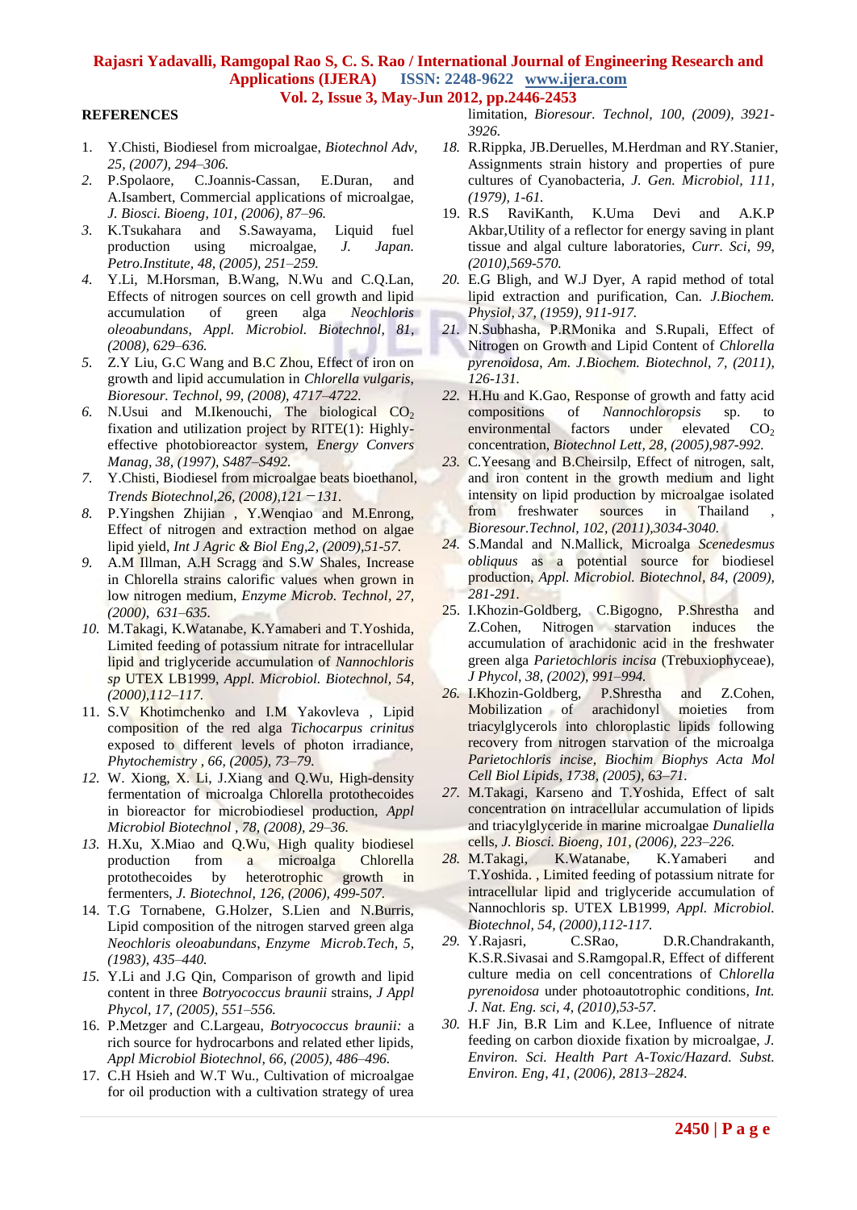## REFERENCES

1. Y.Chisti, Biodiesel from microalgae, *Biotechnol Adv, 25, (2007), 294–306.*
2. P.Spolaore, C.Joannis-Cassan, E.Duran, and A.Isambert, Commercial applications of microalgae, *J. Biosci. Bioeng, 101, (2006), 87–96.*
3. K.Tsukahara and S.Sawayama, Liquid fuel production using microalgae, *J. Japan. Petro.Institute, 48, (2005), 251–259.*
4. Y.Li, M.Horsman, B.Wang, N.Wu and C.Q.Lan, Effects of nitrogen sources on cell growth and lipid accumulation of green alga *Neochloris oleoabundans*, *Appl. Microbiol. Biotechnol, 81, (2008), 629–636.*
5. Z.Y Liu, G.C Wang and B.C Zhou, Effect of iron on growth and lipid accumulation in *Chlorella vulgaris*, *Bioresour. Technol, 99, (2008), 4717–4722.*
6. N.Usui and M.Ikenouchi, The biological $CO_2$ fixation and utilization project by RITE(1): Highly-effective photobioreactor system, *Energy Convers Manag, 38, (1997), S487–S492.*
7. Y.Chisti, Biodiesel from microalgae beats bioethanol, *Trends Biotechnol,26, (2008),121 –131.*
8. P.Yingshen Zhijian , Y.Wenqiao and M.Enrong, Effect of nitrogen and extraction method on algae lipid yield, *Int J Agric & Biol Eng,2, (2009),51-57.*
9. A.M Illman, A.H Scragg and S.W Shales, Increase in Chlorella strains calorific values when grown in low nitrogen medium, *Enzyme Microb. Technol, 27, (2000), 631–635.*
10. M.Takagi, K.Watanabe, K.Yamaberi and T.Yoshida, Limited feeding of potassium nitrate for intracellular lipid and triglyceride accumulation of *Nannochloris sp* UTEX LB1999, *Appl. Microbiol. Biotechnol, 54, (2000),112–117.*
11. S.V Khotimchenko and I.M Yakovleva , Lipid composition of the red alga *Tichocarpus crinitus* exposed to different levels of photon irradiance, *Phytochemistry , 66, (2005), 73–79.*
12. W. Xiong, X. Li, J.Xiang and Q.Wu, High-density fermentation of microalga Chlorella protothecoides in bioreactor for microbiodiesel production, *Appl Microbiol Biotechnol , 78, (2008), 29–36.*
13. H.Xu, X.Miao and Q.Wu, High quality biodiesel production from a microalga Chlorella protothecoides by heterotrophic growth in fermenters, *J. Biotechnol, 126, (2006), 499-507.*
14. T.G Tornabene, G.Holzer, S.Lien and N.Burris, Lipid composition of the nitrogen starved green alga *Neochloris oleoabundans*, *Enzyme Microb.Tech, 5, (1983), 435–440.*
15. Y.Li and J.G Qin, Comparison of growth and lipid content in three *Botryococcus braunii* strains, *J Appl Phycol, 17, (2005), 551–556.*
16. P.Metzger and C.Largeau, *Botryococcus braunii:* a rich source for hydrocarbons and related ether lipids, *Appl Microbiol Biotechnol, 66, (2005), 486–496.*
17. C.H Hsieh and W.T Wu., Cultivation of microalgae for oil production with a cultivation strategy of urea limitation, *Bioresour. Technol, 100, (2009), 3921-3926.*
18. R.Rippka, JB.Deruelles, M.Herdman and RY.Stanier, Assignments strain history and properties of pure cultures of Cyanobacteria, *J. Gen. Microbiol, 111, (1979), 1-61.*
19. R.S RaviKanth, K.Uma Devi and A.K.P Akbar,Utility of a reflector for energy saving in plant tissue and algal culture laboratories, *Curr. Sci, 99, (2010),569-570.*
20. E.G Bligh, and W.J Dyer, A rapid method of total lipid extraction and purification, Can. *J.Biochem. Physiol, 37, (1959), 911-917.*
21. N.Subhasha, P.RMonika and S.Rupali, Effect of Nitrogen on Growth and Lipid Content of *Chlorella pyrenoidosa*, *Am. J.Biochem. Biotechnol, 7, (2011), 126-131.*
22. H.Hu and K.Gao, Response of growth and fatty acid compositions of *Nannochloropsis* sp. to environmental factors under elevated $CO_2$ concentration, *Biotechnol Lett, 28, (2005),987-992.*
23. C.Yeesang and B.Cheirsilp, Effect of nitrogen, salt, and iron content in the growth medium and light intensity on lipid production by microalgae isolated from freshwater sources in Thailand , *Bioresour.Technol, 102, (2011),3034-3040.*
24. S.Mandal and N.Mallick, Microalga *Scenedesmus obliquus* as a potential source for biodiesel production, *Appl. Microbiol. Biotechnol, 84, (2009), 281-291.*
25. I.Khozin-Goldberg, C.Bigogno, P.Shrestha and Z.Cohen, Nitrogen starvation induces the accumulation of arachidonic acid in the freshwater green alga *Parietochloris incisa* (Trebuxiophyceae), *J Phycol, 38, (2002), 991–994.*
26. I.Khozin-Goldberg, P.Shrestha and Z.Cohen, Mobilization of arachidonyl moieties from triacylglycerols into chloroplastic lipids following recovery from nitrogen starvation of the microalga *Parietochloris incise, Biochim Biophys Acta Mol Cell Biol Lipids, 1738, (2005), 63–71.*
27. M.Takagi, Karseno and T.Yoshida, Effect of salt concentration on intracellular accumulation of lipids and triacylglyceride in marine microalgae *Dunaliella* cells, *J. Biosci. Bioeng, 101, (2006), 223–226.*
28. M.Takagi, K.Watanabe, K.Yamaberi and T.Yoshida. , Limited feeding of potassium nitrate for intracellular lipid and triglyceride accumulation of Nannochloris sp. UTEX LB1999, *Appl. Microbiol. Biotechnol, 54, (2000),112-117.*
29. Y.Rajasri, C.SRao, D.R.Chandrakanth, K.S.R.Sivasai and S.Ramgopal.R, Effect of different culture media on cell concentrations of C*hlorella pyrenoidosa* under photoautotrophic conditions, *Int. J. Nat. Eng. sci, 4, (2010),53-57.*
30. H.F Jin, B.R Lim and K.Lee, Influence of nitrate feeding on carbon dioxide fixation by microalgae, *J. Environ. Sci. Health Part A-Toxic/Hazard. Subst. Environ. Eng, 41, (2006), 2813–2824.*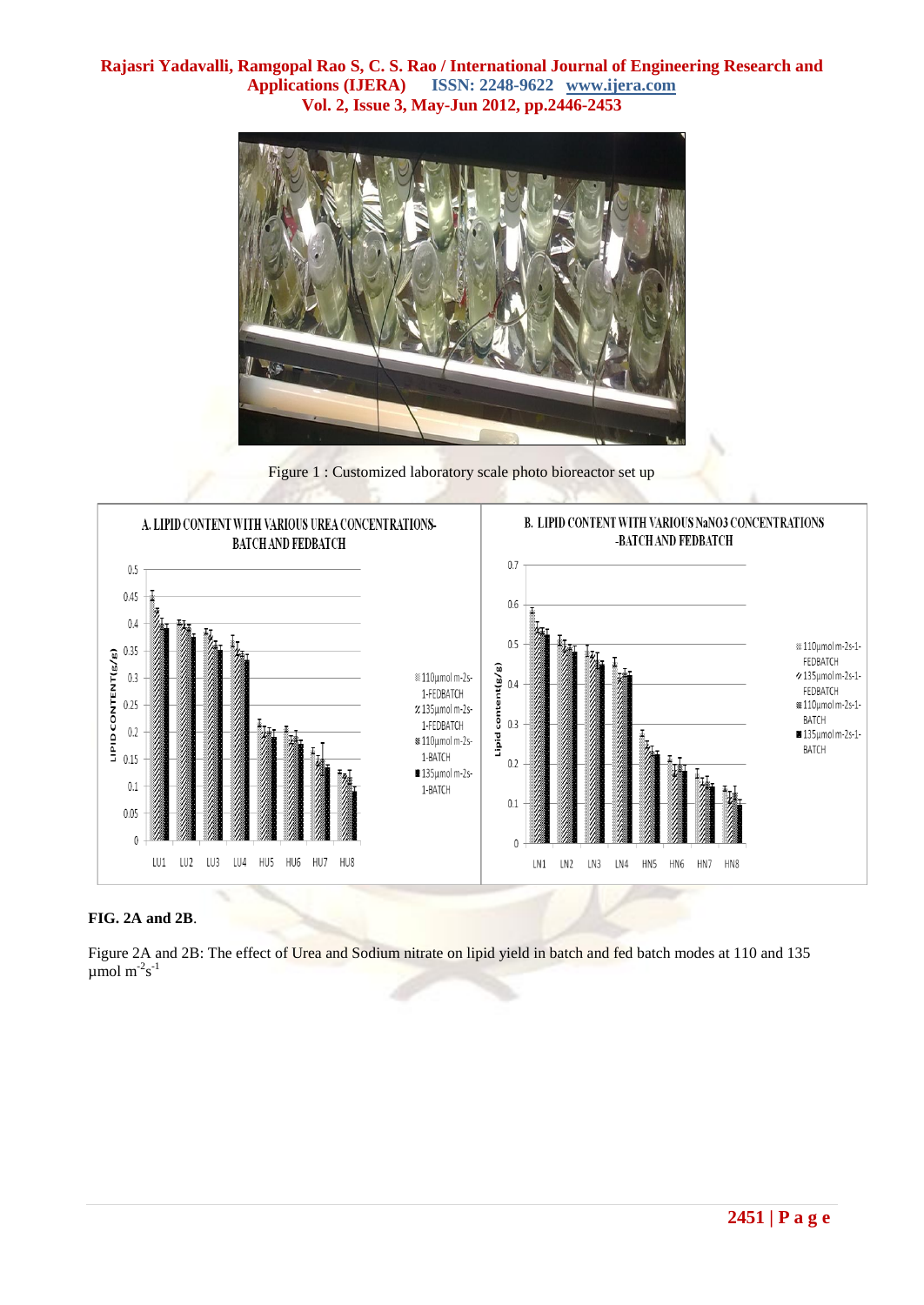Figure 1 : Customized laboratory scale photo bioreactor set up

**FIG. 2A and 2B**.

Figure 2A and 2B: The effect of Urea and Sodium nitrate on lipid yield in batch and fed batch modes at 110 and 135 µmol $m^{-2}s^{-1}$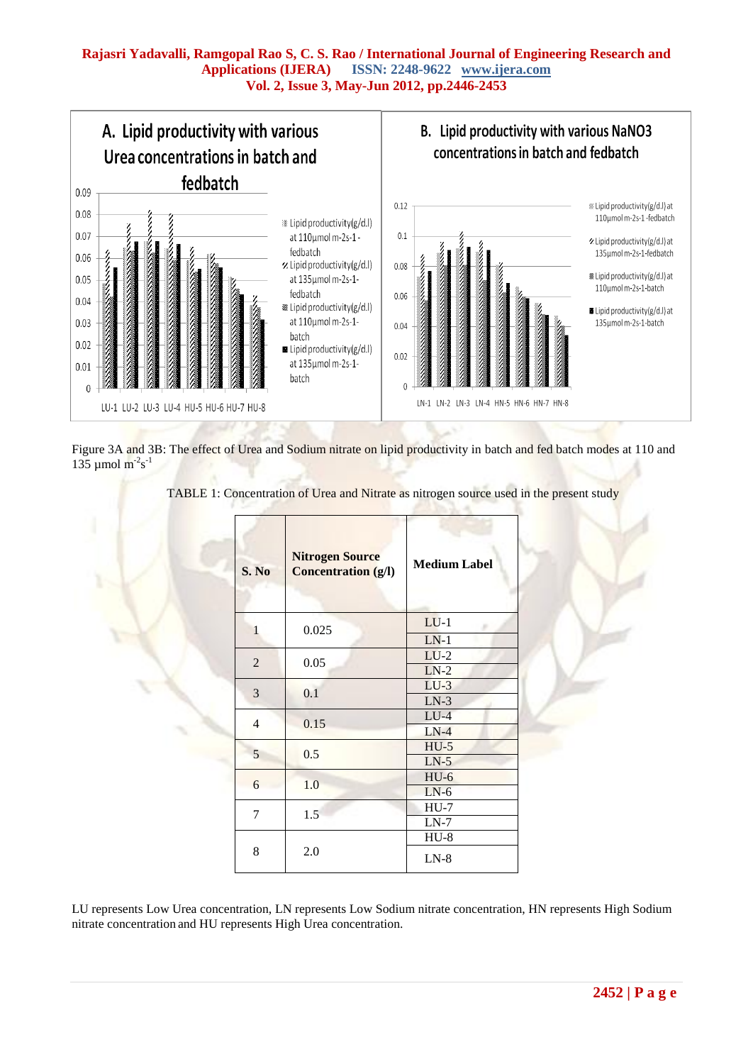Figure 3A and 3B: The effect of Urea and Sodium nitrate on lipid productivity in batch and fed batch modes at 110 and 135 µmol $m^{-2}s^{-1}$

TABLE 1: Concentration of Urea and Nitrate as nitrogen source used in the present study

| S. No | Nitrogen Source Concentration (g/l) | Medium Label |
|---|---|---|
| 1 | 0.025 | LU-1 |
| | | LN-1 |
| 2 | 0.05 | LU-2 |
| | | LN-2 |
| 3 | 0.1 | LU-3 |
| | | LN-3 |
| 4 | 0.15 | LU-4 |
| | | LN-4 |
| 5 | 0.5 | HU-5 |
| | | LN-5 |
| 6 | 1.0 | HU-6 |
| | | LN-6 |
| 7 | 1.5 | HU-7 |
| | | LN-7 |
| 8 | 2.0 | HU-8 |
| | | LN-8 |

LU represents Low Urea concentration, LN represents Low Sodium nitrate concentration, HN represents High Sodium nitrate concentration and HU represents High Urea concentration.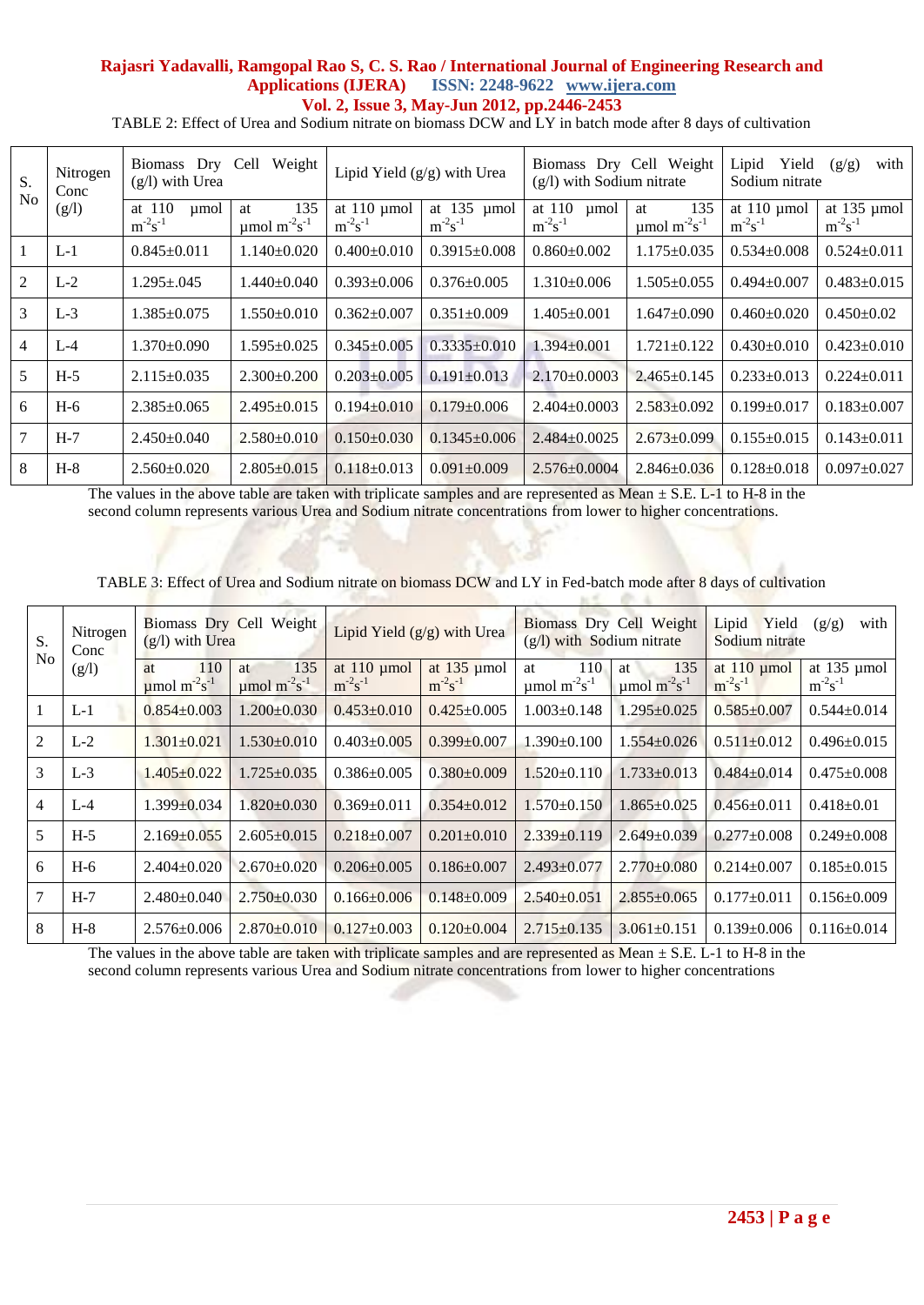TABLE 2: Effect of Urea and Sodium nitrate on biomass DCW and LY in batch mode after 8 days of cultivation

| S. No | Nitrogen Conc (g/l) | Biomass Dry Cell Weight (g/l) with Urea | | Lipid Yield (g/g) with Urea | | Biomass Dry Cell Weight (g/l) with Sodium nitrate | | Lipid Yield (g/g) with Sodium nitrate | |
|---|---|---|---|---|---|---|---|---|---|
| | | at 110 µmol $m^{-2}s^{-1}$ | at 135 µmol $m^{-2}s^{-1}$ | at 110 µmol $m^{-2}s^{-1}$ | at 135 µmol $m^{-2}s^{-1}$ | at 110 µmol $m^{-2}s^{-1}$ | at 135 µmol $m^{-2}s^{-1}$ | at 110 µmol $m^{-2}s^{-1}$ | at 135 µmol $m^{-2}s^{-1}$ |
| 1 | L-1 | 0.845±0.011 | 1.140±0.020 | 0.400±0.010 | 0.3915±0.008 | 0.860±0.002 | 1.175±0.035 | 0.534±0.008 | 0.524±0.011 |
| 2 | L-2 | 1.295±.045 | 1.440±0.040 | 0.393±0.006 | 0.376±0.005 | 1.310±0.006 | 1.505±0.055 | 0.494±0.007 | 0.483±0.015 |
| 3 | L-3 | 1.385±0.075 | 1.550±0.010 | 0.362±0.007 | 0.351±0.009 | 1.405±0.001 | 1.647±0.090 | 0.460±0.020 | 0.450±0.02 |
| 4 | L-4 | 1.370±0.090 | 1.595±0.025 | 0.345±0.005 | 0.3335±0.010 | 1.394±0.001 | 1.721±0.122 | 0.430±0.010 | 0.423±0.010 |
| 5 | H-5 | 2.115±0.035 | 2.300±0.200 | 0.203±0.005 | 0.191±0.013 | 2.170±0.0003 | 2.465±0.145 | 0.233±0.013 | 0.224±0.011 |
| 6 | H-6 | 2.385±0.065 | 2.495±0.015 | 0.194±0.010 | 0.179±0.006 | 2.404±0.0003 | 2.583±0.092 | 0.199±0.017 | 0.183±0.007 |
| 7 | H-7 | 2.450±0.040 | 2.580±0.010 | 0.150±0.030 | 0.1345±0.006 | 2.484±0.0025 | 2.673±0.099 | 0.155±0.015 | 0.143±0.011 |
| 8 | H-8 | 2.560±0.020 | 2.805±0.015 | 0.118±0.013 | 0.091±0.009 | 2.576±0.0004 | 2.846±0.036 | 0.128±0.018 | 0.097±0.027 |

The values in the above table are taken with triplicate samples and are represented as Mean ± S.E. L-1 to H-8 in the second column represents various Urea and Sodium nitrate concentrations from lower to higher concentrations.

TABLE 3: Effect of Urea and Sodium nitrate on biomass DCW and LY in Fed-batch mode after 8 days of cultivation

| S. No | Nitrogen Conc (g/l) | Biomass Dry Cell Weight (g/l) with Urea | | Lipid Yield (g/g) with Urea | | Biomass Dry Cell Weight (g/l) with Sodium nitrate | | Lipid Yield (g/g) with Sodium nitrate | |
|---|---|---|---|---|---|---|---|---|---|
| | | at 110 µmol $m^{-2}s^{-1}$ | at 135 µmol $m^{-2}s^{-1}$ | at 110 µmol $m^{-2}s^{-1}$ | at 135 µmol $m^{-2}s^{-1}$ | at 110 µmol $m^{-2}s^{-1}$ | at 135 µmol $m^{-2}s^{-1}$ | at 110 µmol $m^{-2}s^{-1}$ | at 135 µmol $m^{-2}s^{-1}$ |
| 1 | L-1 | 0.854±0.003 | 1.200±0.030 | 0.453±0.010 | 0.425±0.005 | 1.003±0.148 | 1.295±0.025 | 0.585±0.007 | 0.544±0.014 |
| 2 | L-2 | 1.301±0.021 | 1.530±0.010 | 0.403±0.005 | 0.399±0.007 | 1.390±0.100 | 1.554±0.026 | 0.511±0.012 | 0.496±0.015 |
| 3 | L-3 | 1.405±0.022 | 1.725±0.035 | 0.386±0.005 | 0.380±0.009 | 1.520±0.110 | 1.733±0.013 | 0.484±0.014 | 0.475±0.008 |
| 4 | L-4 | 1.399±0.034 | 1.820±0.030 | 0.369±0.011 | 0.354±0.012 | 1.570±0.150 | 1.865±0.025 | 0.456±0.011 | 0.418±0.01 |
| 5 | H-5 | 2.169±0.055 | 2.605±0.015 | 0.218±0.007 | 0.201±0.010 | 2.339±0.119 | 2.649±0.039 | 0.277±0.008 | 0.249±0.008 |
| 6 | H-6 | 2.404±0.020 | 2.670±0.020 | 0.206±0.005 | 0.186±0.007 | 2.493±0.077 | 2.770±0.080 | 0.214±0.007 | 0.185±0.015 |
| 7 | H-7 | 2.480±0.040 | 2.750±0.030 | 0.166±0.006 | 0.148±0.009 | 2.540±0.051 | 2.855±0.065 | 0.177±0.011 | 0.156±0.009 |
| 8 | H-8 | 2.576±0.006 | 2.870±0.010 | 0.127±0.003 | 0.120±0.004 | 2.715±0.135 | 3.061±0.151 | 0.139±0.006 | 0.116±0.014 |

The values in the above table are taken with triplicate samples and are represented as Mean ± S.E. L-1 to H-8 in the second column represents various Urea and Sodium nitrate concentrations from lower to higher concentrations